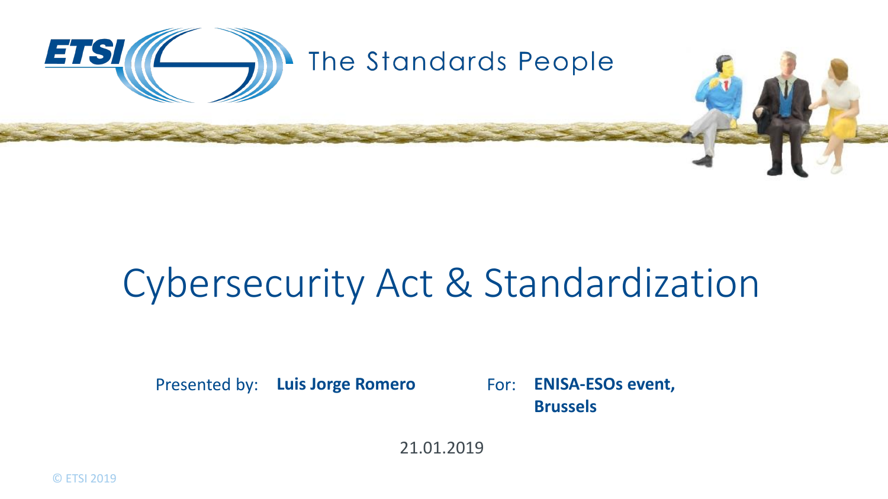ETSI The Standards People

# Cybersecurity Act & Standardization

Presented by: **Luis Jorge Romero**

For: **ENISA-ESOs event, Brussels**

21.01.2019

© ETSI 2019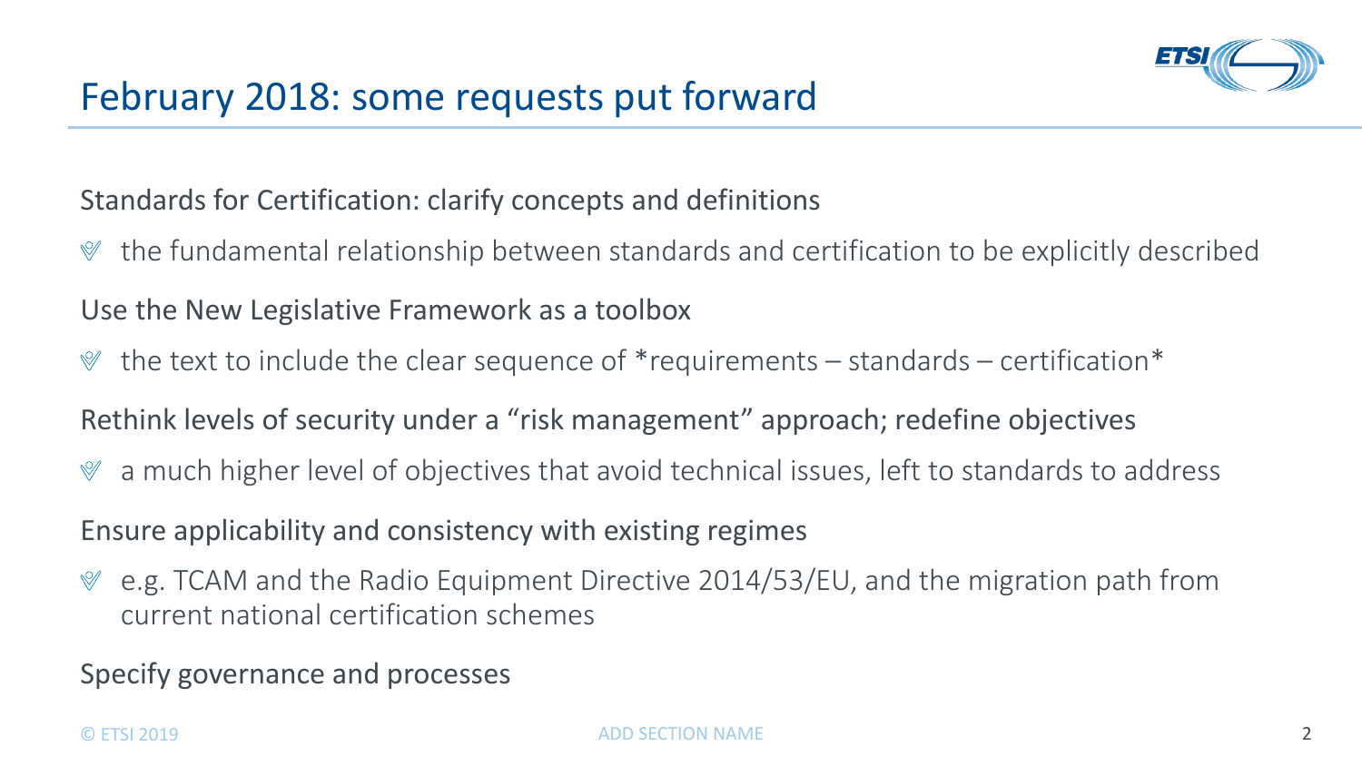# February 2018: some requests put forward

Standards for Certification: clarify concepts and definitions

- the fundamental relationship between standards and certification to be explicitly described

Use the New Legislative Framework as a toolbox

- the text to include the clear sequence of *requirements – standards – certification*

Rethink levels of security under a "risk management" approach; redefine objectives

- a much higher level of objectives that avoid technical issues, left to standards to address

Ensure applicability and consistency with existing regimes

- e.g. TCAM and the Radio Equipment Directive 2014/53/EU, and the migration path from current national certification schemes

Specify governance and processes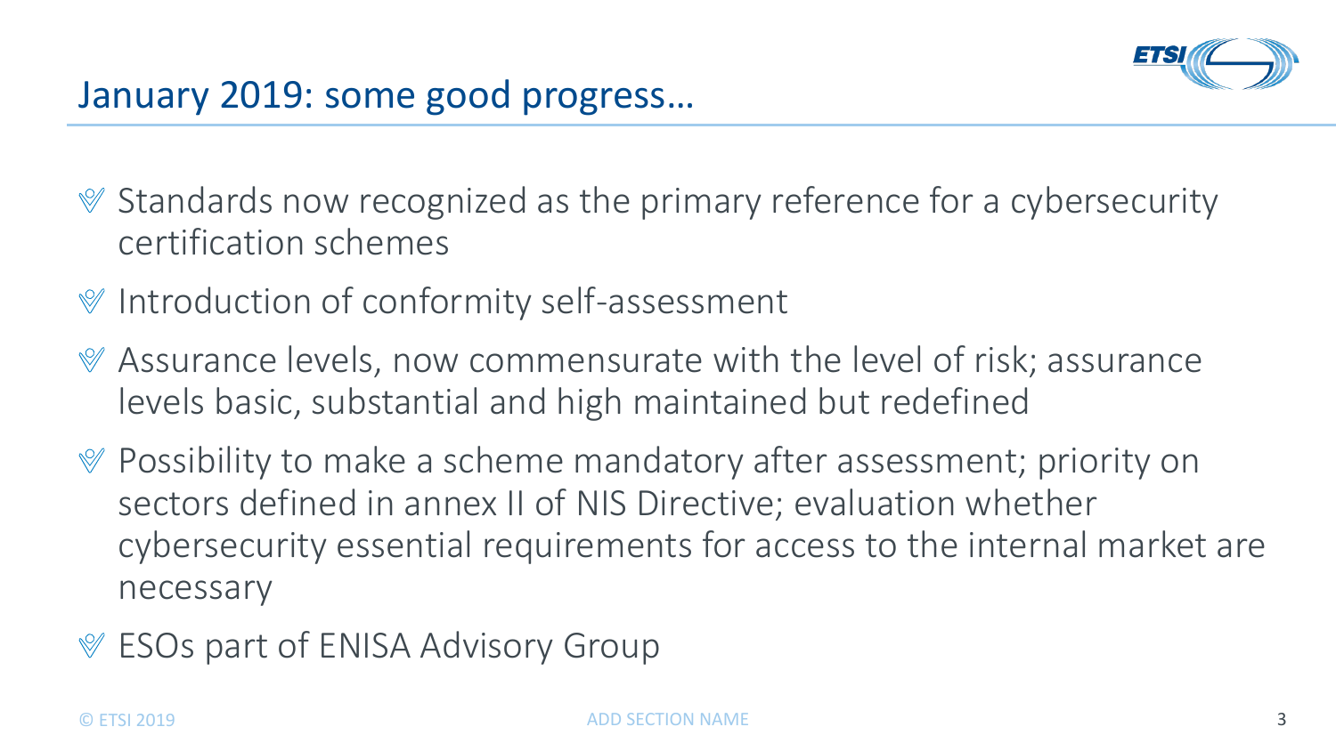## January 2019: some good progress…

- Standards now recognized as the primary reference for a cybersecurity certification schemes
- Introduction of conformity self-assessment
- Assurance levels, now commensurate with the level of risk; assurance levels basic, substantial and high maintained but redefined
- Possibility to make a scheme mandatory after assessment; priority on sectors defined in annex II of NIS Directive; evaluation whether cybersecurity essential requirements for access to the internal market are necessary
- ESOs part of ENISA Advisory Group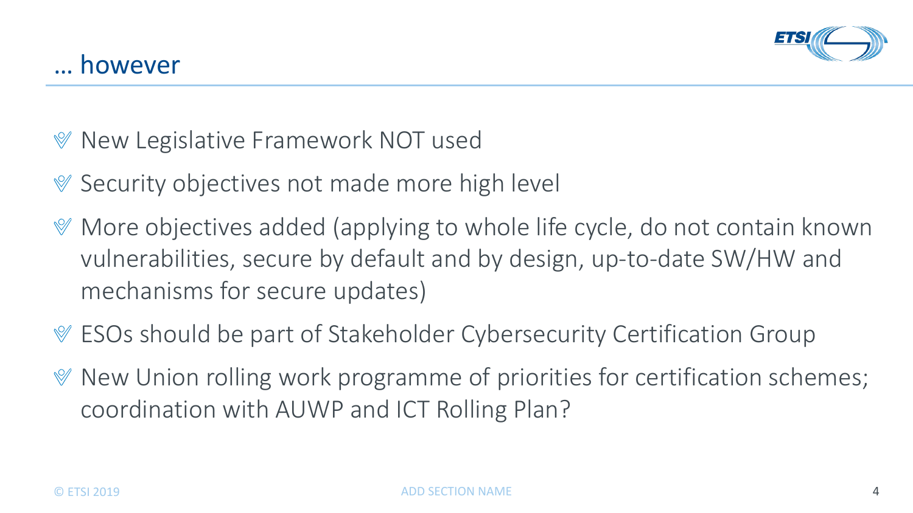# … however

- New Legislative Framework NOT used
- Security objectives not made more high level
- More objectives added (applying to whole life cycle, do not contain known vulnerabilities, secure by default and by design, up-to-date SW/HW and mechanisms for secure updates)
- ESOs should be part of Stakeholder Cybersecurity Certification Group
- New Union rolling work programme of priorities for certification schemes; coordination with AUWP and ICT Rolling Plan?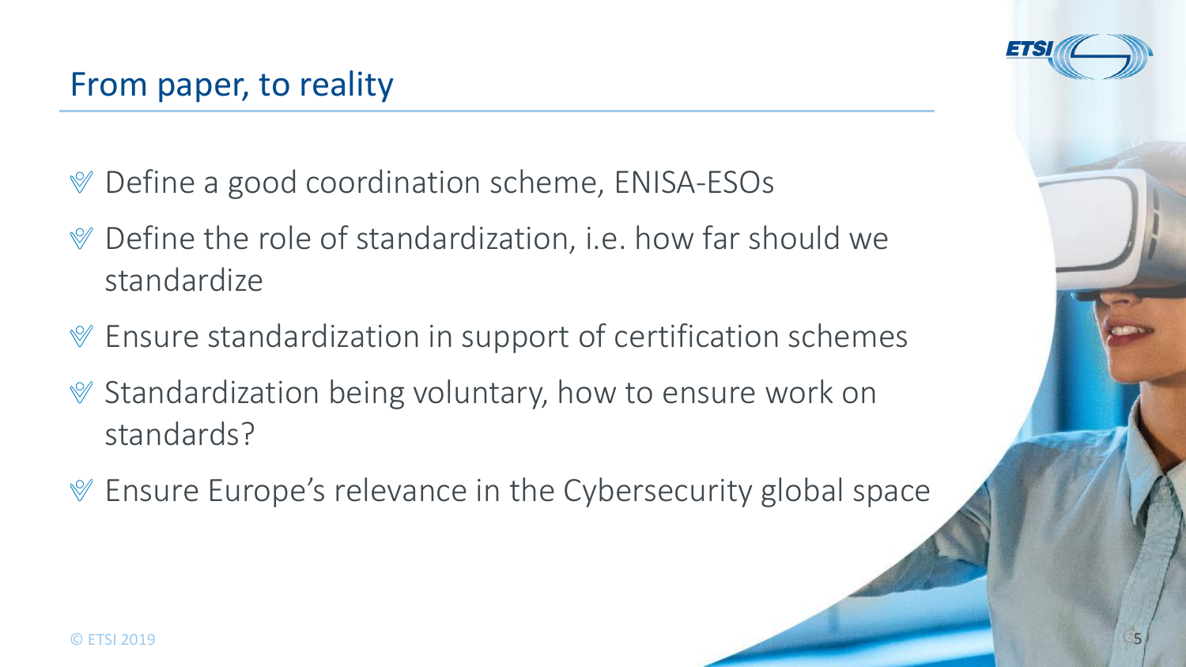## From paper, to reality

- Define a good coordination scheme, ENISA-ESOs
- Define the role of standardization, i.e. how far should we standardize
- Ensure standardization in support of certification schemes
- Standardization being voluntary, how to ensure work on standards?
- Ensure Europe's relevance in the Cybersecurity global space